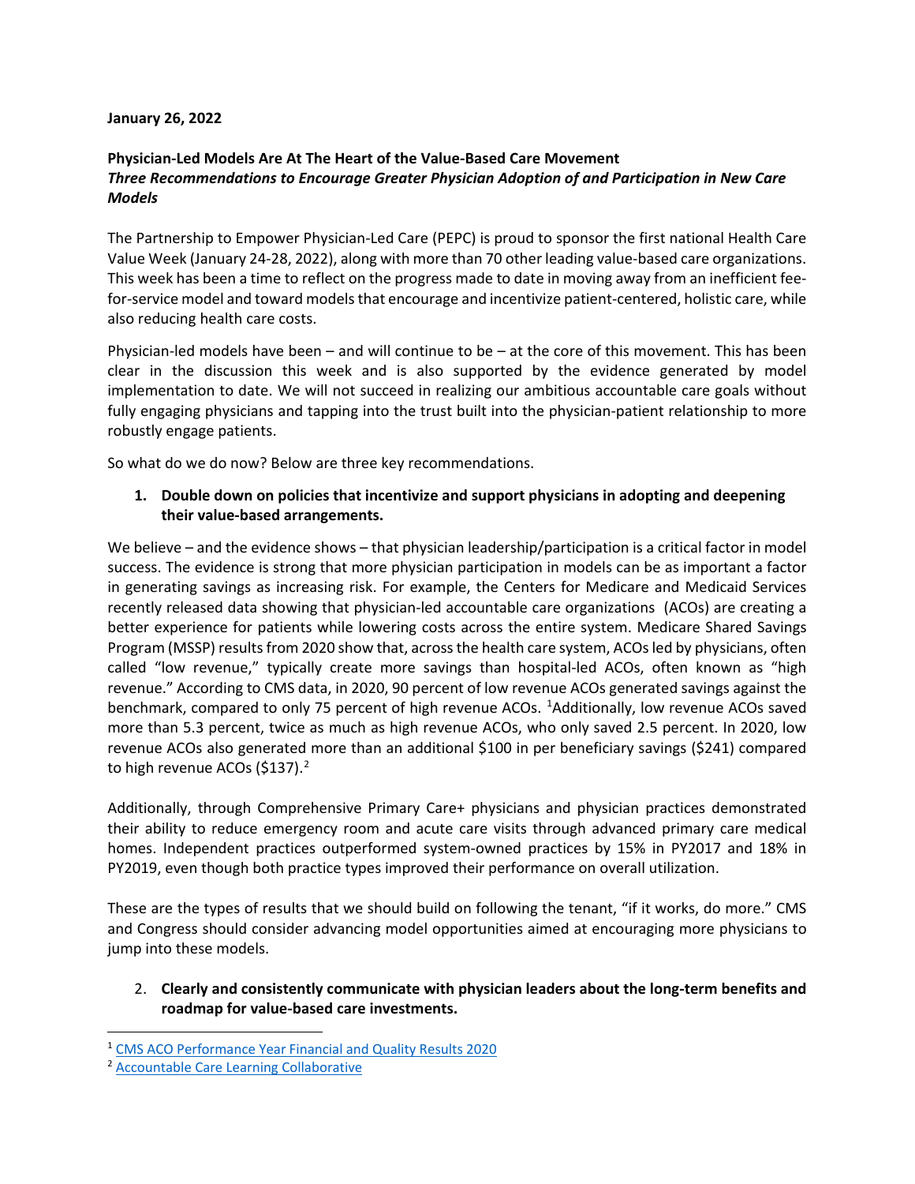**January 26, 2022**

**Physician-Led Models Are At The Heart of the Value-Based Care Movement**
***Three Recommendations to Encourage Greater Physician Adoption of and Participation in New Care Models***

The Partnership to Empower Physician-Led Care (PEPC) is proud to sponsor the first national Health Care Value Week (January 24-28, 2022), along with more than 70 other leading value-based care organizations. This week has been a time to reflect on the progress made to date in moving away from an inefficient fee-for-service model and toward models that encourage and incentivize patient-centered, holistic care, while also reducing health care costs.

Physician-led models have been – and will continue to be – at the core of this movement. This has been clear in the discussion this week and is also supported by the evidence generated by model implementation to date. We will not succeed in realizing our ambitious accountable care goals without fully engaging physicians and tapping into the trust built into the physician-patient relationship to more robustly engage patients.

So what do we do now? Below are three key recommendations.

1. **Double down on policies that incentivize and support physicians in adopting and deepening their value-based arrangements.**

We believe – and the evidence shows – that physician leadership/participation is a critical factor in model success. The evidence is strong that more physician participation in models can be as important a factor in generating savings as increasing risk. For example, the Centers for Medicare and Medicaid Services recently released data showing that physician-led accountable care organizations (ACOs) are creating a better experience for patients while lowering costs across the entire system. Medicare Shared Savings Program (MSSP) results from 2020 show that, across the health care system, ACOs led by physicians, often called "low revenue," typically create more savings than hospital-led ACOs, often known as "high revenue." According to CMS data, in 2020, 90 percent of low revenue ACOs generated savings against the benchmark, compared to only 75 percent of high revenue ACOs. [1]Additionally, low revenue ACOs saved more than 5.3 percent, twice as much as high revenue ACOs, who only saved 2.5 percent. In 2020, low revenue ACOs also generated more than an additional $100 in per beneficiary savings ($241) compared to high revenue ACOs ($137).[2]

Additionally, through Comprehensive Primary Care+ physicians and physician practices demonstrated their ability to reduce emergency room and acute care visits through advanced primary care medical homes. Independent practices outperformed system-owned practices by 15% in PY2017 and 18% in PY2019, even though both practice types improved their performance on overall utilization.

These are the types of results that we should build on following the tenant, "if it works, do more." CMS and Congress should consider advancing model opportunities aimed at encouraging more physicians to jump into these models.

2. **Clearly and consistently communicate with physician leaders about the long-term benefits and roadmap for value-based care investments.**

---

[1] [CMS ACO Performance Year Financial and Quality Results 2020]()

[2] [Accountable Care Learning Collaborative]()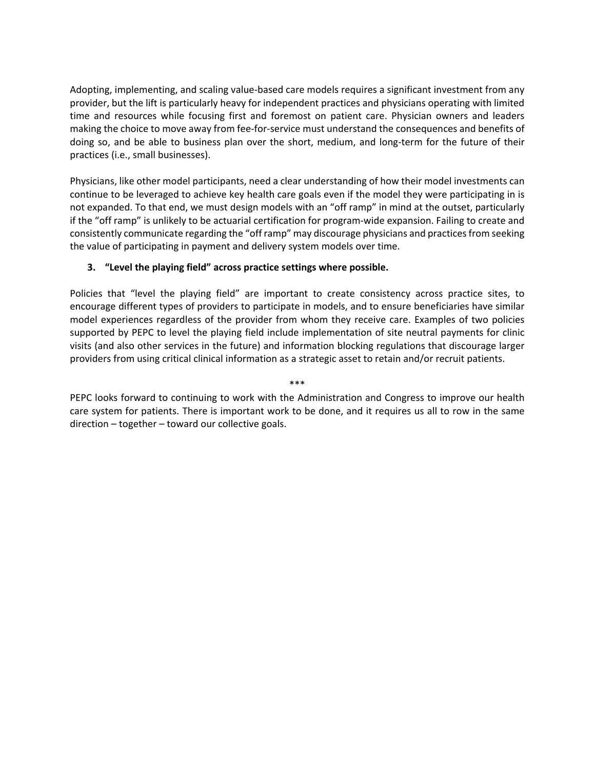Adopting, implementing, and scaling value-based care models requires a significant investment from any provider, but the lift is particularly heavy for independent practices and physicians operating with limited time and resources while focusing first and foremost on patient care. Physician owners and leaders making the choice to move away from fee-for-service must understand the consequences and benefits of doing so, and be able to business plan over the short, medium, and long-term for the future of their practices (i.e., small businesses).

Physicians, like other model participants, need a clear understanding of how their model investments can continue to be leveraged to achieve key health care goals even if the model they were participating in is not expanded. To that end, we must design models with an "off ramp" in mind at the outset, particularly if the "off ramp" is unlikely to be actuarial certification for program-wide expansion. Failing to create and consistently communicate regarding the "off ramp" may discourage physicians and practices from seeking the value of participating in payment and delivery system models over time.

**3. "Level the playing field" across practice settings where possible.**

Policies that "level the playing field" are important to create consistency across practice sites, to encourage different types of providers to participate in models, and to ensure beneficiaries have similar model experiences regardless of the provider from whom they receive care. Examples of two policies supported by PEPC to level the playing field include implementation of site neutral payments for clinic visits (and also other services in the future) and information blocking regulations that discourage larger providers from using critical clinical information as a strategic asset to retain and/or recruit patients.

***

PEPC looks forward to continuing to work with the Administration and Congress to improve our health care system for patients. There is important work to be done, and it requires us all to row in the same direction – together – toward our collective goals.